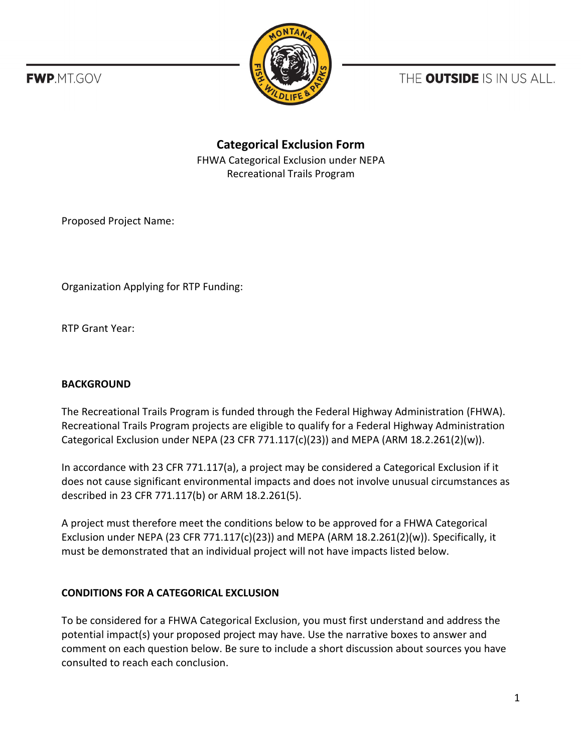FWP.MT.GOV

THE OUTSIDE IS IN US ALL.

# Categorical Exclusion Form

FHWA Categorical Exclusion under NEPA
Recreational Trails Program

Proposed Project Name:

Organization Applying for RTP Funding:

RTP Grant Year:

## BACKGROUND

The Recreational Trails Program is funded through the Federal Highway Administration (FHWA). Recreational Trails Program projects are eligible to qualify for a Federal Highway Administration Categorical Exclusion under NEPA (23 CFR 771.117(c)(23)) and MEPA (ARM 18.2.261(2)(w)).

In accordance with 23 CFR 771.117(a), a project may be considered a Categorical Exclusion if it does not cause significant environmental impacts and does not involve unusual circumstances as described in 23 CFR 771.117(b) or ARM 18.2.261(5).

A project must therefore meet the conditions below to be approved for a FHWA Categorical Exclusion under NEPA (23 CFR 771.117(c)(23)) and MEPA (ARM 18.2.261(2)(w)). Specifically, it must be demonstrated that an individual project will not have impacts listed below.

## CONDITIONS FOR A CATEGORICAL EXCLUSION

To be considered for a FHWA Categorical Exclusion, you must first understand and address the potential impact(s) your proposed project may have. Use the narrative boxes to answer and comment on each question below. Be sure to include a short discussion about sources you have consulted to reach each conclusion.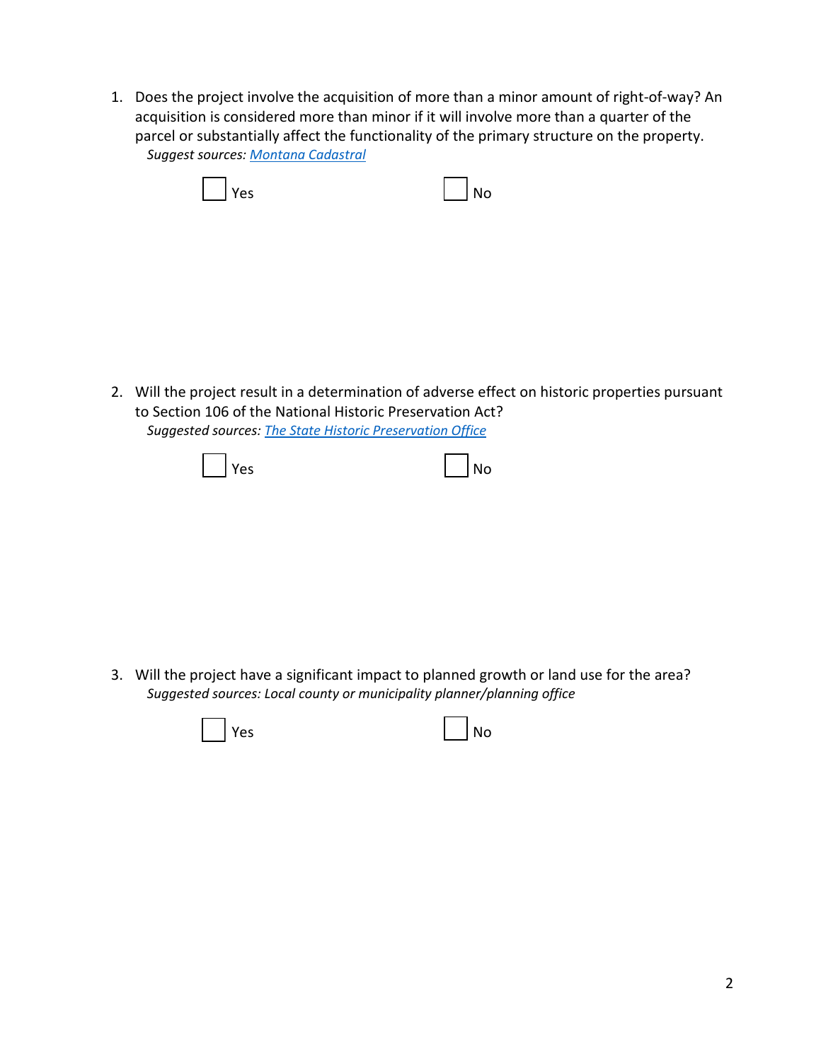1. Does the project involve the acquisition of more than a minor amount of right-of-way? An acquisition is considered more than minor if it will involve more than a quarter of the parcel or substantially affect the functionality of the primary structure on the property.
   *Suggest sources:* *[Montana Cadastral]*

   ☐ Yes ☐ No

2. Will the project result in a determination of adverse effect on historic properties pursuant to Section 106 of the National Historic Preservation Act?
   *Suggested sources:* *[The State Historic Preservation Office]*

   ☐ Yes ☐ No

3. Will the project have a significant impact to planned growth or land use for the area?
   *Suggested sources: Local county or municipality planner/planning office*

   ☐ Yes ☐ No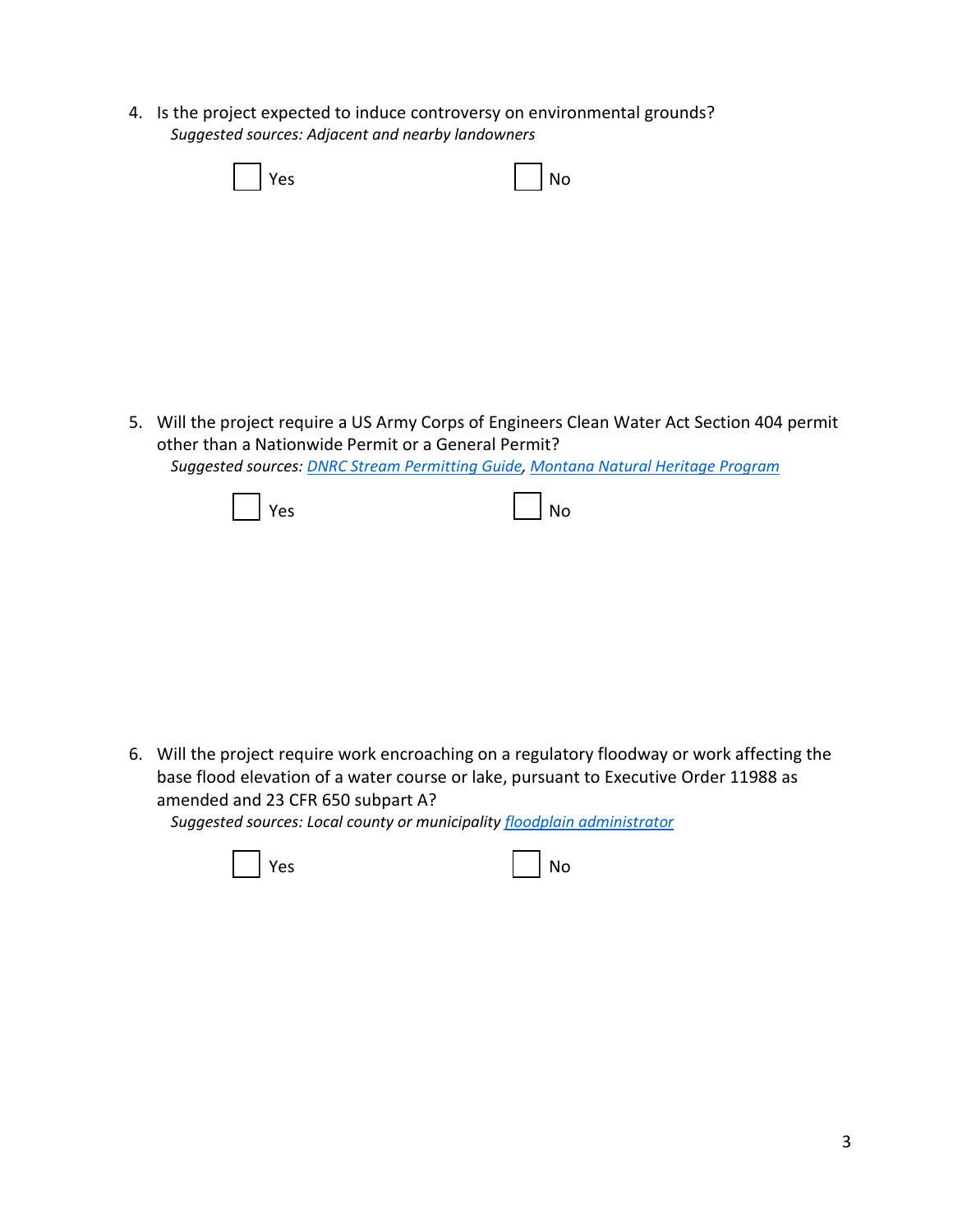4. Is the project expected to induce controversy on environmental grounds?
   *Suggested sources: Adjacent and nearby landowners*

   ☐ Yes ☐ No

5. Will the project require a US Army Corps of Engineers Clean Water Act Section 404 permit other than a Nationwide Permit or a General Permit?
   *Suggested sources: [DNRC Stream Permitting Guide](), [Montana Natural Heritage Program]()*

   ☐ Yes ☐ No

6. Will the project require work encroaching on a regulatory floodway or work affecting the base flood elevation of a water course or lake, pursuant to Executive Order 11988 as amended and 23 CFR 650 subpart A?
   *Suggested sources: Local county or municipality [floodplain administrator]()*

   ☐ Yes ☐ No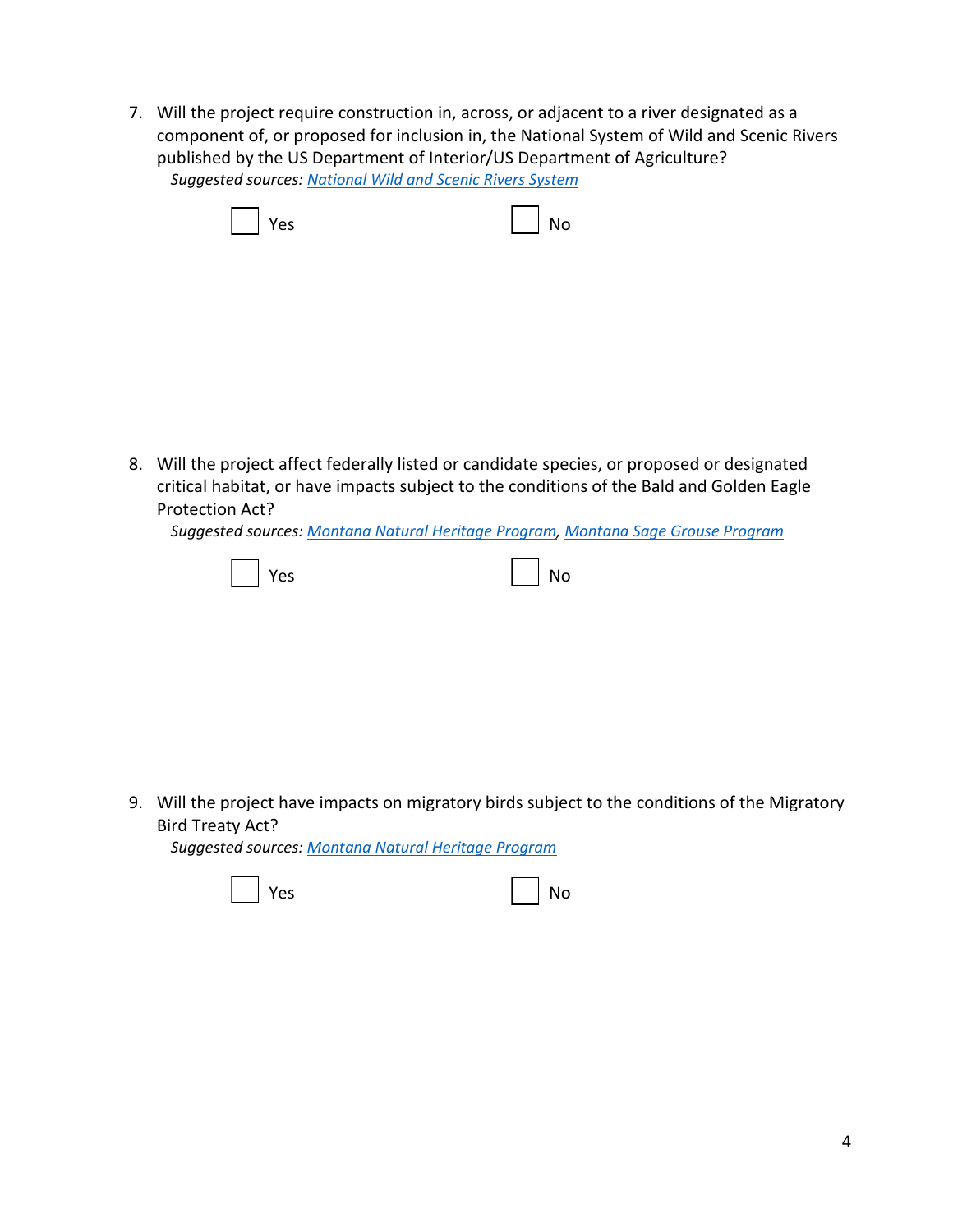7. Will the project require construction in, across, or adjacent to a river designated as a component of, or proposed for inclusion in, the National System of Wild and Scenic Rivers published by the US Department of Interior/US Department of Agriculture?
   *Suggested sources:* [National Wild and Scenic Rivers System]()

   ☐ Yes ☐ No

8. Will the project affect federally listed or candidate species, or proposed or designated critical habitat, or have impacts subject to the conditions of the Bald and Golden Eagle Protection Act?
   *Suggested sources:* [Montana Natural Heritage Program](), [Montana Sage Grouse Program]()

   ☐ Yes ☐ No

9. Will the project have impacts on migratory birds subject to the conditions of the Migratory Bird Treaty Act?
   *Suggested sources:* [Montana Natural Heritage Program]()

   ☐ Yes ☐ No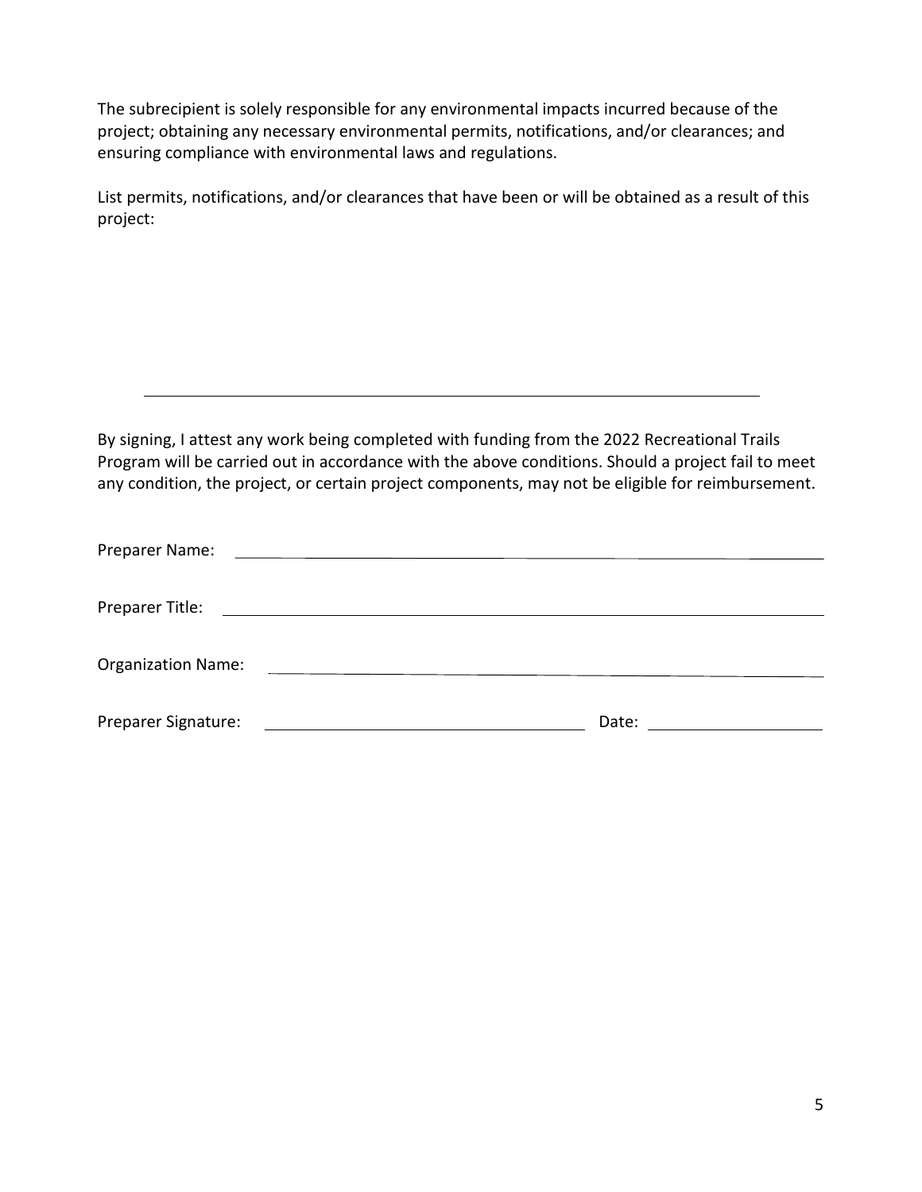The subrecipient is solely responsible for any environmental impacts incurred because of the project; obtaining any necessary environmental permits, notifications, and/or clearances; and ensuring compliance with environmental laws and regulations.

List permits, notifications, and/or clearances that have been or will be obtained as a result of this project:

\_\_\_\_\_\_\_\_\_\_\_\_\_\_\_\_\_\_\_\_\_\_\_\_\_\_\_\_\_\_\_\_\_\_\_\_\_\_\_\_\_\_\_\_\_\_\_\_\_\_\_\_\_\_\_\_\_\_\_\_

By signing, I attest any work being completed with funding from the 2022 Recreational Trails Program will be carried out in accordance with the above conditions. Should a project fail to meet any condition, the project, or certain project components, may not be eligible for reimbursement.

Preparer Name: \_\_\_\_\_\_\_\_\_\_\_\_\_\_\_\_\_\_\_\_\_\_\_\_\_\_\_\_\_\_\_\_\_\_\_\_\_\_\_\_\_\_\_\_

Preparer Title: \_\_\_\_\_\_\_\_\_\_\_\_\_\_\_\_\_\_\_\_\_\_\_\_\_\_\_\_\_\_\_\_\_\_\_\_\_\_\_\_\_\_\_\_

Organization Name: \_\_\_\_\_\_\_\_\_\_\_\_\_\_\_\_\_\_\_\_\_\_\_\_\_\_\_\_\_\_\_\_\_\_\_\_\_\_\_\_

Preparer Signature: \_\_\_\_\_\_\_\_\_\_\_\_\_\_\_\_\_\_\_\_\_\_\_\_ Date: \_\_\_\_\_\_\_\_\_\_\_\_\_\_